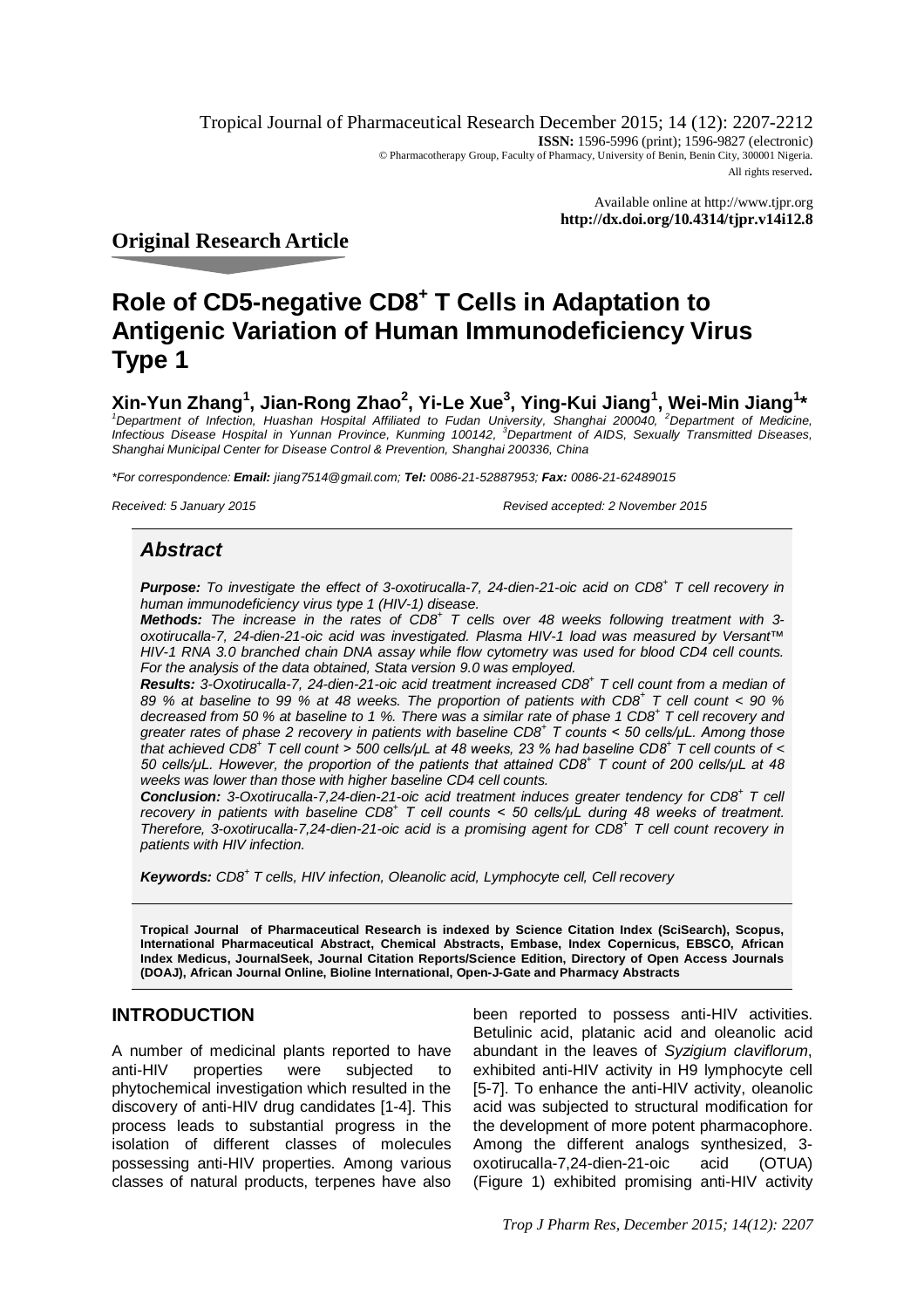Tropical Journal of Pharmaceutical Research December 2015; 14 (12): 2207-2212

**ISSN:** 1596-5996 (print); 1596-9827 (electronic)

© Pharmacotherapy Group, Faculty of Pharmacy, University of Benin, Benin City, 300001 Nigeria.

All rights reserved.

Available online at http://www.tjpr.org

**http://dx.doi.org/10.4314/tjpr.v14i12.8**

## Original Research Article

# Role of CD5-negative CD8+ T Cells in Adaptation to Antigenic Variation of Human Immunodeficiency Virus Type 1

**Xin-Yun Zhang[1], Jian-Rong Zhao[2], Yi-Le Xue[3], Ying-Kui Jiang[1], Wei-Min Jiang[1]***

*[1]Department of Infection, Huashan Hospital Affiliated to Fudan University, Shanghai 200040, [2]Department of Medicine, Infectious Disease Hospital in Yunnan Province, Kunming 100142, [3]Department of AIDS, Sexually Transmitted Diseases, Shanghai Municipal Center for Disease Control & Prevention, Shanghai 200336, China*

*\*For correspondence: **Email:** jiang7514@gmail.com; **Tel:** 0086-21-52887953; **Fax:** 0086-21-62489015*

*Received: 5 January 2015 Revised accepted: 2 November 2015*

## Abstract

***Purpose:*** *To investigate the effect of 3-oxotirucalla-7, 24-dien-21-oic acid on CD8+ T cell recovery in human immunodeficiency virus type 1 (HIV-1) disease.*

***Methods:*** *The increase in the rates of CD8+ T cells over 48 weeks following treatment with 3-oxotirucalla-7, 24-dien-21-oic acid was investigated. Plasma HIV-1 load was measured by Versant™ HIV-1 RNA 3.0 branched chain DNA assay while flow cytometry was used for blood CD4 cell counts. For the analysis of the data obtained, Stata version 9.0 was employed.*

***Results:*** *3-Oxotirucalla-7, 24-dien-21-oic acid treatment increased CD8+ T cell count from a median of 89 % at baseline to 99 % at 48 weeks. The proportion of patients with CD8+ T cell count < 90 % decreased from 50 % at baseline to 1 %. There was a similar rate of phase 1 CD8+ T cell recovery and greater rates of phase 2 recovery in patients with baseline CD8+ T counts < 50 cells/µL. Among those that achieved CD8+ T cell count > 500 cells/µL at 48 weeks, 23 % had baseline CD8+ T cell counts of < 50 cells/µL. However, the proportion of the patients that attained CD8+ T count of 200 cells/µL at 48 weeks was lower than those with higher baseline CD4 cell counts.*

***Conclusion:*** *3-Oxotirucalla-7,24-dien-21-oic acid treatment induces greater tendency for CD8+ T cell recovery in patients with baseline CD8+ T cell counts < 50 cells/µL during 48 weeks of treatment. Therefore, 3-oxotirucalla-7,24-dien-21-oic acid is a promising agent for CD8+ T cell count recovery in patients with HIV infection.*

***Keywords:*** *CD8+ T cells, HIV infection, Oleanolic acid, Lymphocyte cell, Cell recovery*

**Tropical Journal of Pharmaceutical Research is indexed by Science Citation Index (SciSearch), Scopus, International Pharmaceutical Abstract, Chemical Abstracts, Embase, Index Copernicus, EBSCO, African Index Medicus, JournalSeek, Journal Citation Reports/Science Edition, Directory of Open Access Journals (DOAJ), African Journal Online, Bioline International, Open-J-Gate and Pharmacy Abstracts**

## INTRODUCTION

A number of medicinal plants reported to have anti-HIV properties were subjected to phytochemical investigation which resulted in the discovery of anti-HIV drug candidates [1-4]. This process leads to substantial progress in the isolation of different classes of molecules possessing anti-HIV properties. Among various classes of natural products, terpenes have also been reported to possess anti-HIV activities. Betulinic acid, platanic acid and oleanolic acid abundant in the leaves of *Syzigium claviflorum*, exhibited anti-HIV activity in H9 lymphocyte cell [5-7]. To enhance the anti-HIV activity, oleanolic acid was subjected to structural modification for the development of more potent pharmacophore. Among the different analogs synthesized, 3-oxotirucalla-7,24-dien-21-oic acid (OTUA) (Figure 1) exhibited promising anti-HIV activity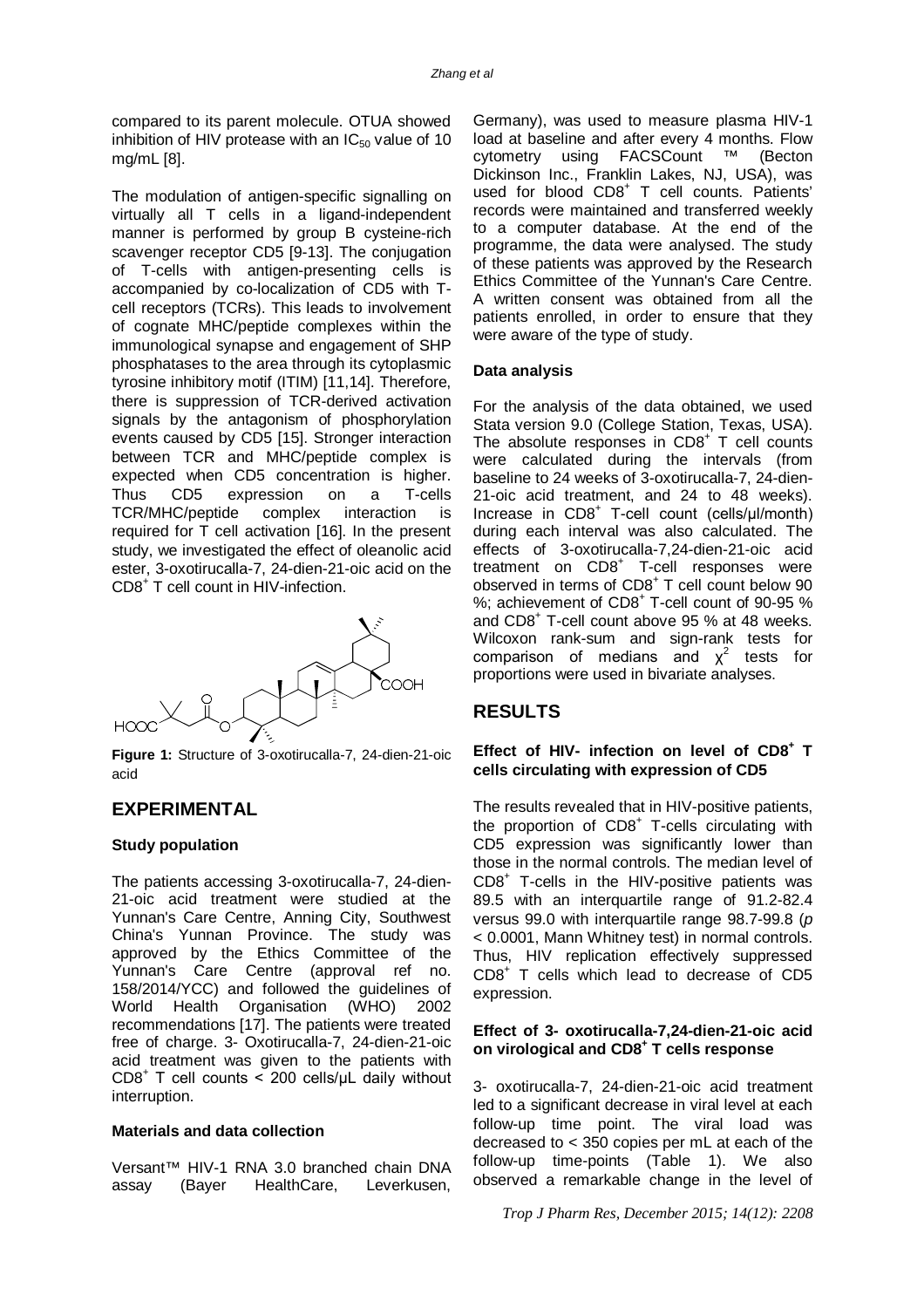compared to its parent molecule. OTUA showed inhibition of HIV protease with an $IC_{50}$ value of 10 mg/mL [8].

The modulation of antigen-specific signalling on virtually all T cells in a ligand-independent manner is performed by group B cysteine-rich scavenger receptor CD5 [9-13]. The conjugation of T-cells with antigen-presenting cells is accompanied by co-localization of CD5 with T-cell receptors (TCRs). This leads to involvement of cognate MHC/peptide complexes within the immunological synapse and engagement of SHP phosphatases to the area through its cytoplasmic tyrosine inhibitory motif (ITIM) [11,14]. Therefore, there is suppression of TCR-derived activation signals by the antagonism of phosphorylation events caused by CD5 [15]. Stronger interaction between TCR and MHC/peptide complex is expected when CD5 concentration is higher. Thus CD5 expression on a T-cells TCR/MHC/peptide complex interaction is required for T cell activation [16]. In the present study, we investigated the effect of oleanolic acid ester, 3-oxotirucalla-7, 24-dien-21-oic acid on the $CD8^+$ T cell count in HIV-infection.

**Figure 1:** Structure of 3-oxotirucalla-7, 24-dien-21-oic acid

## EXPERIMENTAL

### Study population

The patients accessing 3-oxotirucalla-7, 24-dien-21-oic acid treatment were studied at the Yunnan's Care Centre, Anning City, Southwest China's Yunnan Province. The study was approved by the Ethics Committee of the Yunnan's Care Centre (approval ref no. 158/2014/YCC) and followed the guidelines of World Health Organisation (WHO) 2002 recommendations [17]. The patients were treated free of charge. 3- Oxotirucalla-7, 24-dien-21-oic acid treatment was given to the patients with $CD8^+$ T cell counts < 200 cells/µL daily without interruption.

### Materials and data collection

Versant™ HIV-1 RNA 3.0 branched chain DNA assay (Bayer HealthCare, Leverkusen, Germany), was used to measure plasma HIV-1 load at baseline and after every 4 months. Flow cytometry using FACSCount ™ (Becton Dickinson Inc., Franklin Lakes, NJ, USA), was used for blood $CD8^+$ T cell counts. Patients' records were maintained and transferred weekly to a computer database. At the end of the programme, the data were analysed. The study of these patients was approved by the Research Ethics Committee of the Yunnan's Care Centre. A written consent was obtained from all the patients enrolled, in order to ensure that they were aware of the type of study.

### Data analysis

For the analysis of the data obtained, we used Stata version 9.0 (College Station, Texas, USA). The absolute responses in $CD8^+$ T cell counts were calculated during the intervals (from baseline to 24 weeks of 3-oxotirucalla-7, 24-dien-21-oic acid treatment, and 24 to 48 weeks). Increase in $CD8^+$ T-cell count (cells/µl/month) during each interval was also calculated. The effects of 3-oxotirucalla-7,24-dien-21-oic acid treatment on $CD8^+$ T-cell responses were observed in terms of $CD8^+$ T cell count below 90 %; achievement of $CD8^+$ T-cell count of 90-95 % and $CD8^+$ T-cell count above 95 % at 48 weeks. Wilcoxon rank-sum and sign-rank tests for comparison of medians and $\chi^2$ tests for proportions were used in bivariate analyses.

## RESULTS

### Effect of HIV- infection on level of $CD8^+$ T cells circulating with expression of CD5

The results revealed that in HIV-positive patients, the proportion of $CD8^+$ T-cells circulating with CD5 expression was significantly lower than those in the normal controls. The median level of $CD8^+$ T-cells in the HIV-positive patients was 89.5 with an interquartile range of 91.2-82.4 versus 99.0 with interquartile range 98.7-99.8 (*p* < 0.0001, Mann Whitney test) in normal controls. Thus, HIV replication effectively suppressed $CD8^+$ T cells which lead to decrease of CD5 expression.

### Effect of 3- oxotirucalla-7,24-dien-21-oic acid on virological and $CD8^+$ T cells response

3- oxotirucalla-7, 24-dien-21-oic acid treatment led to a significant decrease in viral level at each follow-up time point. The viral load was decreased to < 350 copies per mL at each of the follow-up time-points (Table 1). We also observed a remarkable change in the level of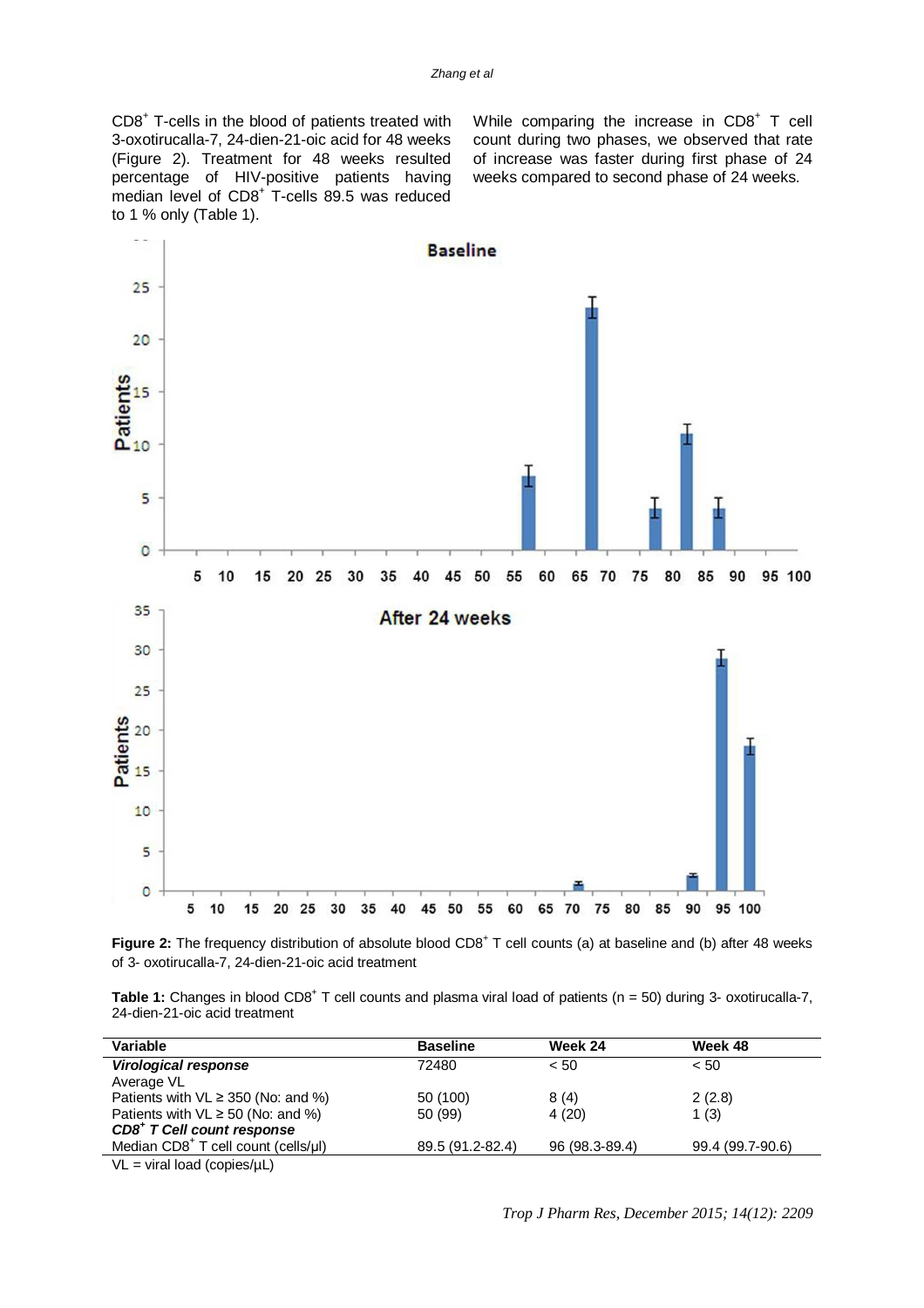$CD8^+$ T-cells in the blood of patients treated with 3-oxotirucalla-7, 24-dien-21-oic acid for 48 weeks (Figure 2). Treatment for 48 weeks resulted percentage of HIV-positive patients having median level of $CD8^+$ T-cells 89.5 was reduced to 1 % only (Table 1).

While comparing the increase in $CD8^+$ T cell count during two phases, we observed that rate of increase was faster during first phase of 24 weeks compared to second phase of 24 weeks.

**Figure 2:** The frequency distribution of absolute blood $CD8^+$ T cell counts (a) at baseline and (b) after 48 weeks of 3- oxotirucalla-7, 24-dien-21-oic acid treatment

**Table 1:** Changes in blood $CD8^+$ T cell counts and plasma viral load of patients (n = 50) during 3- oxotirucalla-7, 24-dien-21-oic acid treatment

| Variable | Baseline | Week 24 | Week 48 |
|---|---|---|---|
| ***Virological response*** | 72480 | < 50 | < 50 |
| Average VL | | | |
| Patients with VL ≥ 350 (No: and %) | 50 (100) | 8 (4) | 2 (2.8) |
| Patients with VL ≥ 50 (No: and %) | 50 (99) | 4 (20) | 1 (3) |
| ***$CD8^+$ T Cell count response*** | | | |
| Median $CD8^+$ T cell count (cells/µl) | 89.5 (91.2-82.4) | 96 (98.3-89.4) | 99.4 (99.7-90.6) |

VL = viral load (copies/µL)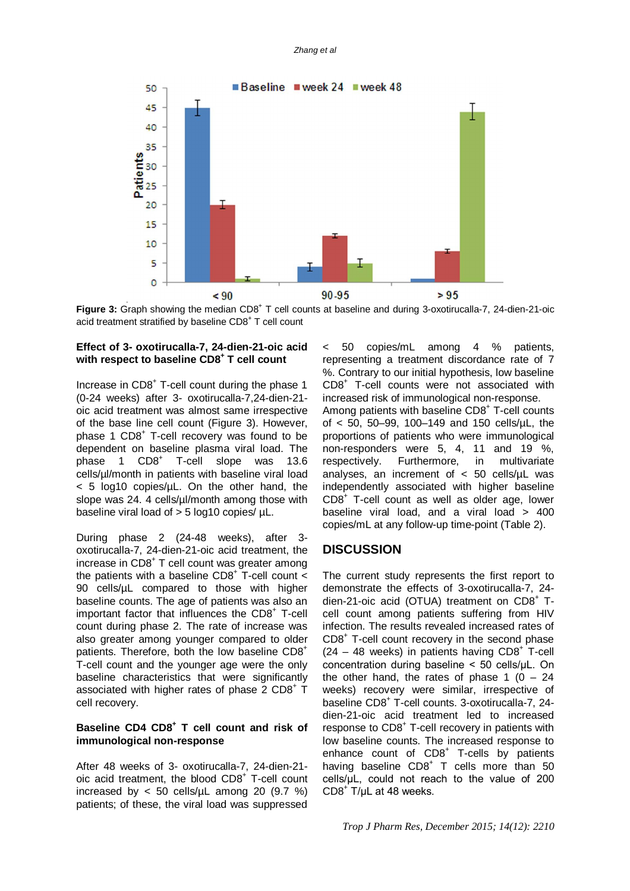Figure 3: Graph showing the median CD8$^+$ T cell counts at baseline and during 3-oxotirucalla-7, 24-dien-21-oic acid treatment stratified by baseline CD8$^+$ T cell count

**Effect of 3- oxotirucalla-7, 24-dien-21-oic acid with respect to baseline CD8$^+$ T cell count**

Increase in CD8$^+$ T-cell count during the phase 1 (0-24 weeks) after 3- oxotirucalla-7,24-dien-21-oic acid treatment was almost same irrespective of the base line cell count (Figure 3). However, phase 1 CD8$^+$ T-cell recovery was found to be dependent on baseline plasma viral load. The phase 1 CD8$^+$ T-cell slope was 13.6 cells/µl/month in patients with baseline viral load < 5 log10 copies/µL. On the other hand, the slope was 24. 4 cells/µl/month among those with baseline viral load of > 5 log10 copies/ µL.

During phase 2 (24-48 weeks), after 3-oxotirucalla-7, 24-dien-21-oic acid treatment, the increase in CD8$^+$ T cell count was greater among the patients with a baseline CD8$^+$ T-cell count < 90 cells/µL compared to those with higher baseline counts. The age of patients was also an important factor that influences the CD8$^+$ T-cell count during phase 2. The rate of increase was also greater among younger compared to older patients. Therefore, both the low baseline CD8$^+$ T-cell count and the younger age were the only baseline characteristics that were significantly associated with higher rates of phase 2 CD8$^+$ T cell recovery.

**Baseline CD4 CD8$^+$ T cell count and risk of immunological non-response**

After 48 weeks of 3- oxotirucalla-7, 24-dien-21-oic acid treatment, the blood CD8$^+$ T-cell count increased by < 50 cells/µL among 20 (9.7 %) patients; of these, the viral load was suppressed < 50 copies/mL among 4 % patients, representing a treatment discordance rate of 7 %. Contrary to our initial hypothesis, low baseline CD8$^+$ T-cell counts were not associated with increased risk of immunological non-response. Among patients with baseline CD8$^+$ T-cell counts of < 50, 50–99, 100–149 and 150 cells/µL, the proportions of patients who were immunological non-responders were 5, 4, 11 and 19 %, respectively. Furthermore, in multivariate analyses, an increment of < 50 cells/µL was independently associated with higher baseline CD8$^+$ T-cell count as well as older age, lower baseline viral load, and a viral load > 400 copies/mL at any follow-up time-point (Table 2).

## DISCUSSION

The current study represents the first report to demonstrate the effects of 3-oxotirucalla-7, 24-dien-21-oic acid (OTUA) treatment on CD8$^+$ T-cell count among patients suffering from HIV infection. The results revealed increased rates of CD8$^+$ T-cell count recovery in the second phase (24 – 48 weeks) in patients having CD8$^+$ T-cell concentration during baseline < 50 cells/µL. On the other hand, the rates of phase 1 (0 – 24 weeks) recovery were similar, irrespective of baseline CD8$^+$ T-cell counts. 3-oxotirucalla-7, 24-dien-21-oic acid treatment led to increased response to CD8$^+$ T-cell recovery in patients with low baseline counts. The increased response to enhance count of CD8$^+$ T-cells by patients having baseline CD8$^+$ T cells more than 50 cells/µL, could not reach to the value of 200 CD8$^+$ T/µL at 48 weeks.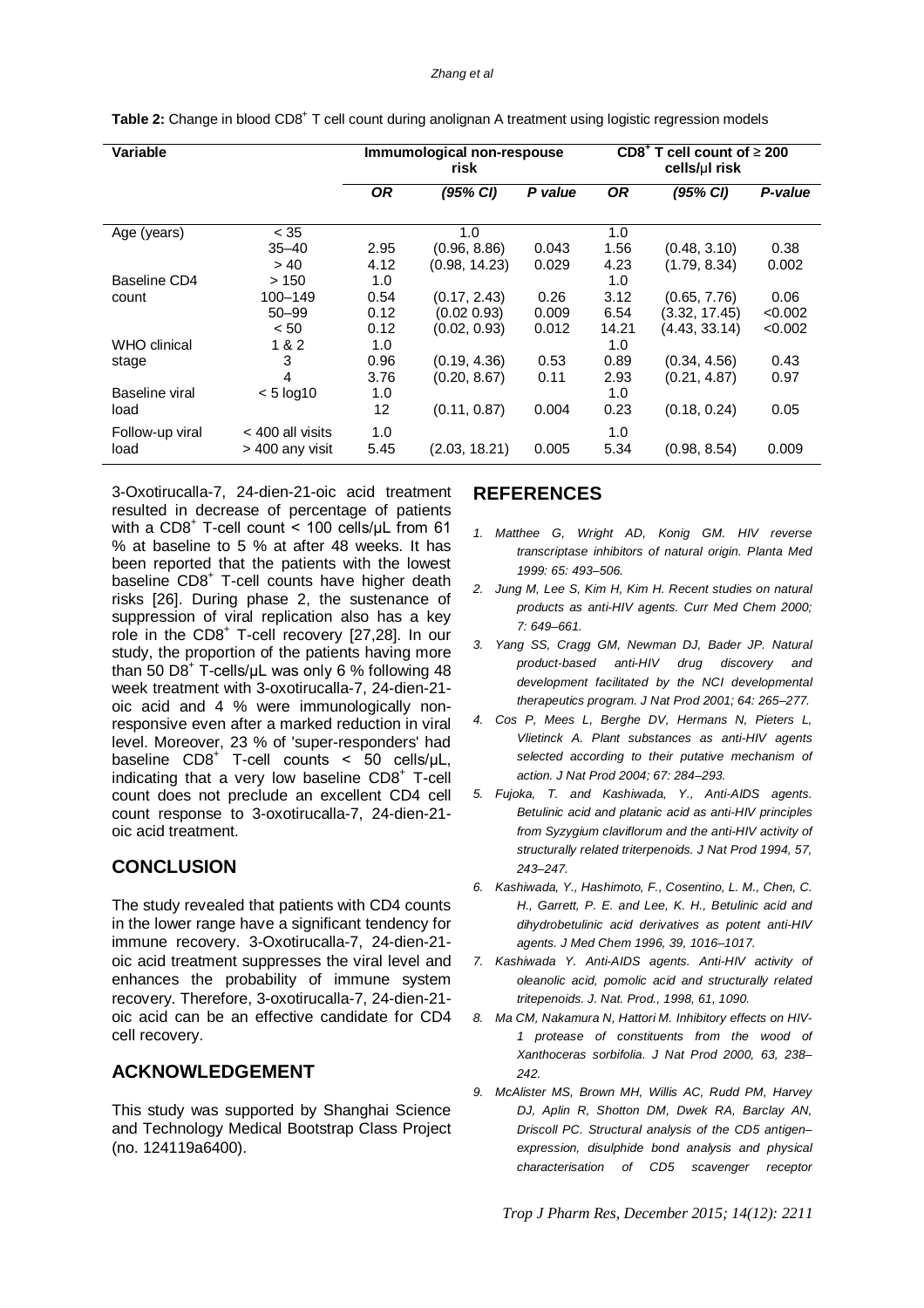**Table 2:** Change in blood $CD8^+$ T cell count during anolignan A treatment using logistic regression models

| Variable | | Immumological non-respouse risk | | | $CD8^+$ T cell count of ≥ 200 cells/μl risk | | |
|---|---|---|---|---|---|---|---|
| | | *OR* | *(95% CI)* | *P value* | *OR* | *(95% CI)* | *P-value* |
| Age (years) | < 35 | | 1.0 | | 1.0 | | |
| | 35–40 | 2.95 | (0.96, 8.86) | 0.043 | 1.56 | (0.48, 3.10) | 0.38 |
| | > 40 | 4.12 | (0.98, 14.23) | 0.029 | 4.23 | (1.79, 8.34) | 0.002 |
| Baseline CD4 count | > 150 | 1.0 | | | 1.0 | | |
| | 100–149 | 0.54 | (0.17, 2.43) | 0.26 | 3.12 | (0.65, 7.76) | 0.06 |
| | 50–99 | 0.12 | (0.02 0.93) | 0.009 | 6.54 | (3.32, 17.45) | <0.002 |
| | < 50 | 0.12 | (0.02, 0.93) | 0.012 | 14.21 | (4.43, 33.14) | <0.002 |
| WHO clinical stage | 1 & 2 | 1.0 | | | 1.0 | | |
| | 3 | 0.96 | (0.19, 4.36) | 0.53 | 0.89 | (0.34, 4.56) | 0.43 |
| | 4 | 3.76 | (0.20, 8.67) | 0.11 | 2.93 | (0.21, 4.87) | 0.97 |
| Baseline viral load | < 5 log10 | 1.0 | | | 1.0 | | |
| | | 12 | (0.11, 0.87) | 0.004 | 0.23 | (0.18, 0.24) | 0.05 |
| Follow-up viral load | < 400 all visits | 1.0 | | | 1.0 | | |
| | > 400 any visit | 5.45 | (2.03, 18.21) | 0.005 | 5.34 | (0.98, 8.54) | 0.009 |

3-Oxotirucalla-7, 24-dien-21-oic acid treatment resulted in decrease of percentage of patients with a $CD8^+$ T-cell count < 100 cells/μL from 61 % at baseline to 5 % at after 48 weeks. It has been reported that the patients with the lowest baseline $CD8^+$ T-cell counts have higher death risks [26]. During phase 2, the sustenance of suppression of viral replication also has a key role in the $CD8^+$ T-cell recovery [27,28]. In our study, the proportion of the patients having more than 50 $D8^+$ T-cells/μL was only 6 % following 48 week treatment with 3-oxotirucalla-7, 24-dien-21-oic acid and 4 % were immunologically non-responsive even after a marked reduction in viral level. Moreover, 23 % of 'super-responders' had baseline $CD8^+$ T-cell counts < 50 cells/μL, indicating that a very low baseline $CD8^+$ T-cell count does not preclude an excellent CD4 cell count response to 3-oxotirucalla-7, 24-dien-21-oic acid treatment.

## CONCLUSION

The study revealed that patients with CD4 counts in the lower range have a significant tendency for immune recovery. 3-Oxotirucalla-7, 24-dien-21-oic acid treatment suppresses the viral level and enhances the probability of immune system recovery. Therefore, 3-oxotirucalla-7, 24-dien-21-oic acid can be an effective candidate for CD4 cell recovery.

## ACKNOWLEDGEMENT

This study was supported by Shanghai Science and Technology Medical Bootstrap Class Project (no. 124119a6400).

## REFERENCES

1. *Matthee G, Wright AD, Konig GM. HIV reverse transcriptase inhibitors of natural origin. Planta Med 1999: 65: 493–506.*
2. *Jung M, Lee S, Kim H, Kim H. Recent studies on natural products as anti-HIV agents. Curr Med Chem 2000; 7: 649–661.*
3. *Yang SS, Cragg GM, Newman DJ, Bader JP. Natural product-based anti-HIV drug discovery and development facilitated by the NCI developmental therapeutics program. J Nat Prod 2001; 64: 265–277.*
4. *Cos P, Mees L, Berghe DV, Hermans N, Pieters L, Vlietinck A. Plant substances as anti-HIV agents selected according to their putative mechanism of action. J Nat Prod 2004; 67: 284–293.*
5. *Fujoka, T. and Kashiwada, Y., Anti-AIDS agents. Betulinic acid and platanic acid as anti-HIV principles from Syzygium claviflorum and the anti-HIV activity of structurally related triterpenoids. J Nat Prod 1994, 57, 243–247.*
6. *Kashiwada, Y., Hashimoto, F., Cosentino, L. M., Chen, C. H., Garrett, P. E. and Lee, K. H., Betulinic acid and dihydrobetulinic acid derivatives as potent anti-HIV agents. J Med Chem 1996, 39, 1016–1017.*
7. *Kashiwada Y. Anti-AIDS agents. Anti-HIV activity of oleanolic acid, pomolic acid and structurally related tritepenoids. J. Nat. Prod., 1998, 61, 1090.*
8. *Ma CM, Nakamura N, Hattori M. Inhibitory effects on HIV-1 protease of constituents from the wood of Xanthoceras sorbifolia. J Nat Prod 2000, 63, 238–242.*
9. *McAlister MS, Brown MH, Willis AC, Rudd PM, Harvey DJ, Aplin R, Shotton DM, Dwek RA, Barclay AN, Driscoll PC. Structural analysis of the CD5 antigen–expression, disulphide bond analysis and physical characterisation of CD5 scavenger receptor*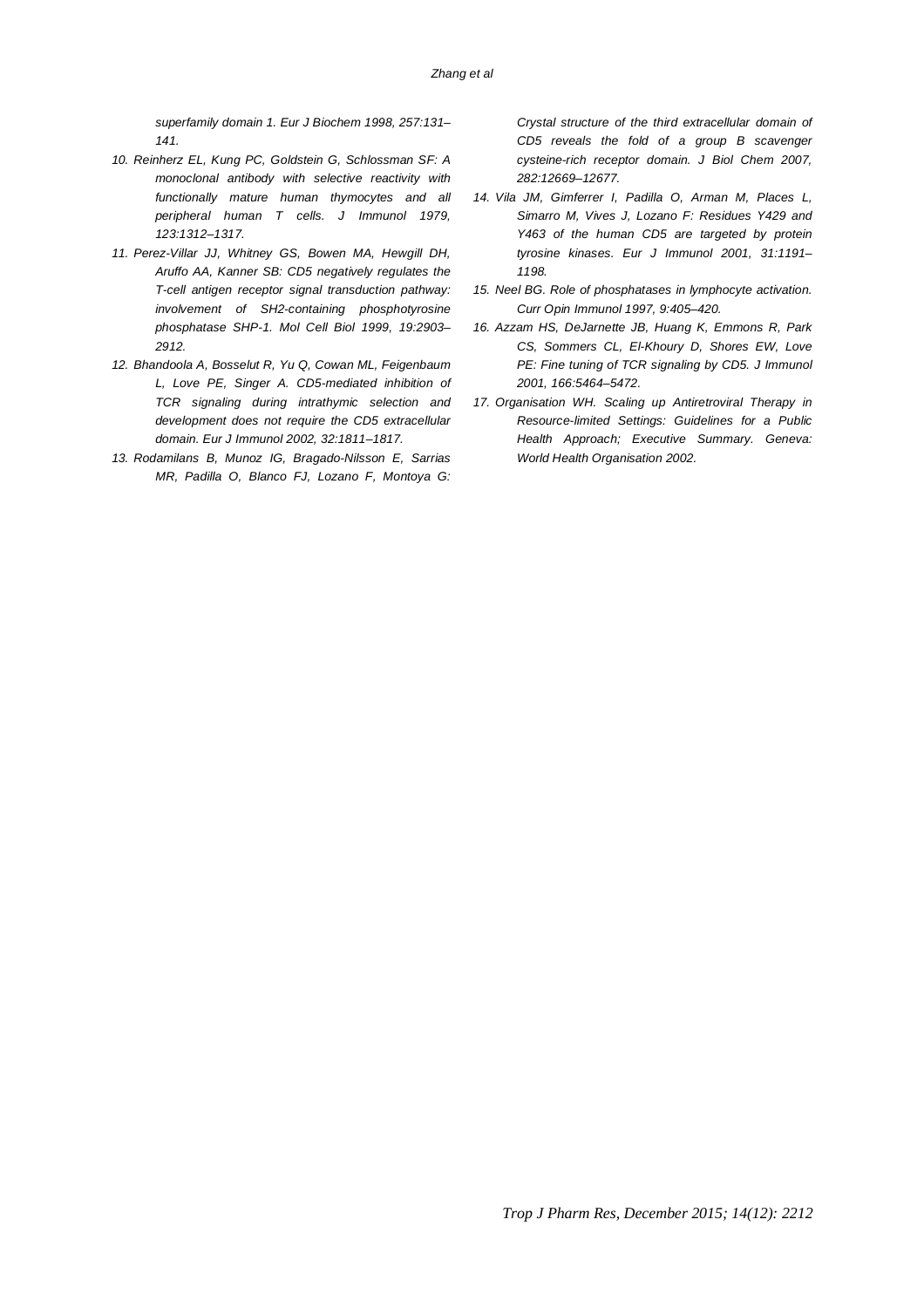superfamily domain 1. Eur J Biochem 1998, 257:131–141.

10. Reinherz EL, Kung PC, Goldstein G, Schlossman SF: A monoclonal antibody with selective reactivity with functionally mature human thymocytes and all peripheral human T cells. J Immunol 1979, 123:1312–1317.
11. Perez-Villar JJ, Whitney GS, Bowen MA, Hewgill DH, Aruffo AA, Kanner SB: CD5 negatively regulates the T-cell antigen receptor signal transduction pathway: involvement of SH2-containing phosphotyrosine phosphatase SHP-1. Mol Cell Biol 1999, 19:2903–2912.
12. Bhandoola A, Bosselut R, Yu Q, Cowan ML, Feigenbaum L, Love PE, Singer A. CD5-mediated inhibition of TCR signaling during intrathymic selection and development does not require the CD5 extracellular domain. Eur J Immunol 2002, 32:1811–1817.
13. Rodamilans B, Munoz IG, Bragado-Nilsson E, Sarrias MR, Padilla O, Blanco FJ, Lozano F, Montoya G: Crystal structure of the third extracellular domain of CD5 reveals the fold of a group B scavenger cysteine-rich receptor domain. J Biol Chem 2007, 282:12669–12677.
14. Vila JM, Gimferrer I, Padilla O, Arman M, Places L, Simarro M, Vives J, Lozano F: Residues Y429 and Y463 of the human CD5 are targeted by protein tyrosine kinases. Eur J Immunol 2001, 31:1191–1198.
15. Neel BG. Role of phosphatases in lymphocyte activation. Curr Opin Immunol 1997, 9:405–420.
16. Azzam HS, DeJarnette JB, Huang K, Emmons R, Park CS, Sommers CL, El-Khoury D, Shores EW, Love PE: Fine tuning of TCR signaling by CD5. J Immunol 2001, 166:5464–5472.
17. Organisation WH. Scaling up Antiretroviral Therapy in Resource-limited Settings: Guidelines for a Public Health Approach; Executive Summary. Geneva: World Health Organisation 2002.